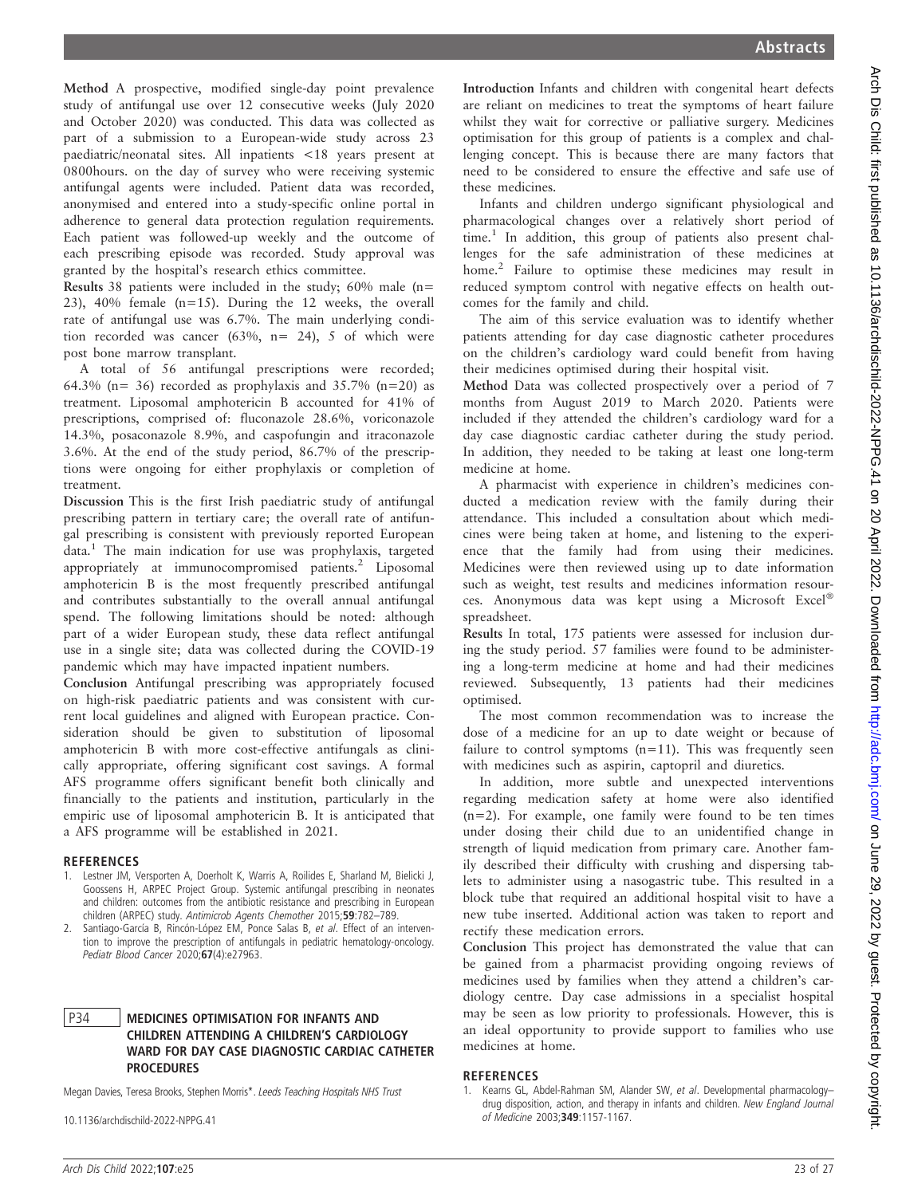**Method** A prospective, modified single-day point prevalence study of antifungal use over 12 consecutive weeks (July 2020 and October 2020) was conducted. This data was collected as part of a submission to a European-wide study across 23 paediatric/neonatal sites. All inpatients <18 years present at 0800hours. on the day of survey who were receiving systemic antifungal agents were included. Patient data was recorded, anonymised and entered into a study-specific online portal in adherence to general data protection regulation requirements. Each patient was followed-up weekly and the outcome of each prescribing episode was recorded. Study approval was granted by the hospital's research ethics committee.

**Results** 38 patients were included in the study; 60% male (n= 23), 40% female (n=15). During the 12 weeks, the overall rate of antifungal use was 6.7%. The main underlying condition recorded was cancer (63%, n= 24), 5 of which were post bone marrow transplant.

A total of 56 antifungal prescriptions were recorded; 64.3% (n= 36) recorded as prophylaxis and 35.7% (n=20) as treatment. Liposomal amphotericin B accounted for 41% of prescriptions, comprised of: fluconazole 28.6%, voriconazole 14.3%, posaconazole 8.9%, and caspofungin and itraconazole 3.6%. At the end of the study period, 86.7% of the prescriptions were ongoing for either prophylaxis or completion of treatment.

**Discussion** This is the first Irish paediatric study of antifungal prescribing pattern in tertiary care; the overall rate of antifungal prescribing is consistent with previously reported European data.[1] The main indication for use was prophylaxis, targeted appropriately at immunocompromised patients.[2] Liposomal amphotericin B is the most frequently prescribed antifungal and contributes substantially to the overall annual antifungal spend. The following limitations should be noted: although part of a wider European study, these data reflect antifungal use in a single site; data was collected during the COVID-19 pandemic which may have impacted inpatient numbers.

**Conclusion** Antifungal prescribing was appropriately focused on high-risk paediatric patients and was consistent with current local guidelines and aligned with European practice. Consideration should be given to substitution of liposomal amphotericin B with more cost-effective antifungals as clinically appropriate, offering significant cost savings. A formal AFS programme offers significant benefit both clinically and financially to the patients and institution, particularly in the empiric use of liposomal amphotericin B. It is anticipated that a AFS programme will be established in 2021.

### REFERENCES

1. Lestner JM, Versporten A, Doerholt K, Warris A, Roilides E, Sharland M, Bielicki J, Goossens H, ARPEC Project Group. Systemic antifungal prescribing in neonates and children: outcomes from the antibiotic resistance and prescribing in European children (ARPEC) study. *Antimicrob Agents Chemother* 2015;**59**:782–789.
2. Santiago-García B, Rincón-López EM, Ponce Salas B, *et al*. Effect of an intervention to improve the prescription of antifungals in pediatric hematology-oncology. *Pediatr Blood Cancer* 2020;**67**(4):e27963.

## P34 MEDICINES OPTIMISATION FOR INFANTS AND CHILDREN ATTENDING A CHILDREN'S CARDIOLOGY WARD FOR DAY CASE DIAGNOSTIC CARDIAC CATHETER PROCEDURES

Megan Davies, Teresa Brooks, Stephen Morris*. *Leeds Teaching Hospitals NHS Trust*

10.1136/archdischild-2022-NPPG.41

**Introduction** Infants and children with congenital heart defects are reliant on medicines to treat the symptoms of heart failure whilst they wait for corrective or palliative surgery. Medicines optimisation for this group of patients is a complex and challenging concept. This is because there are many factors that need to be considered to ensure the effective and safe use of these medicines.

Infants and children undergo significant physiological and pharmacological changes over a relatively short period of time.[1] In addition, this group of patients also present challenges for the safe administration of these medicines at home.[2] Failure to optimise these medicines may result in reduced symptom control with negative effects on health outcomes for the family and child.

The aim of this service evaluation was to identify whether patients attending for day case diagnostic catheter procedures on the children's cardiology ward could benefit from having their medicines optimised during their hospital visit.

**Method** Data was collected prospectively over a period of 7 months from August 2019 to March 2020. Patients were included if they attended the children's cardiology ward for a day case diagnostic cardiac catheter during the study period. In addition, they needed to be taking at least one long-term medicine at home.

A pharmacist with experience in children's medicines conducted a medication review with the family during their attendance. This included a consultation about which medicines were being taken at home, and listening to the experience that the family had from using their medicines. Medicines were then reviewed using up to date information such as weight, test results and medicines information resources. Anonymous data was kept using a Microsoft Excel® spreadsheet.

**Results** In total, 175 patients were assessed for inclusion during the study period. 57 families were found to be administering a long-term medicine at home and had their medicines reviewed. Subsequently, 13 patients had their medicines optimised.

The most common recommendation was to increase the dose of a medicine for an up to date weight or because of failure to control symptoms (n=11). This was frequently seen with medicines such as aspirin, captopril and diuretics.

In addition, more subtle and unexpected interventions regarding medication safety at home were also identified (n=2). For example, one family were found to be ten times under dosing their child due to an unidentified change in strength of liquid medication from primary care. Another family described their difficulty with crushing and dispersing tablets to administer using a nasogastric tube. This resulted in a block tube that required an additional hospital visit to have a new tube inserted. Additional action was taken to report and rectify these medication errors.

**Conclusion** This project has demonstrated the value that can be gained from a pharmacist providing ongoing reviews of medicines used by families when they attend a children's cardiology centre. Day case admissions in a specialist hospital may be seen as low priority to professionals. However, this is an ideal opportunity to provide support to families who use medicines at home.

### REFERENCES

1. Kearns GL, Abdel-Rahman SM, Alander SW, *et al*. Developmental pharmacology–drug disposition, action, and therapy in infants and children. *New England Journal of Medicine* 2003;**349**:1157-1167.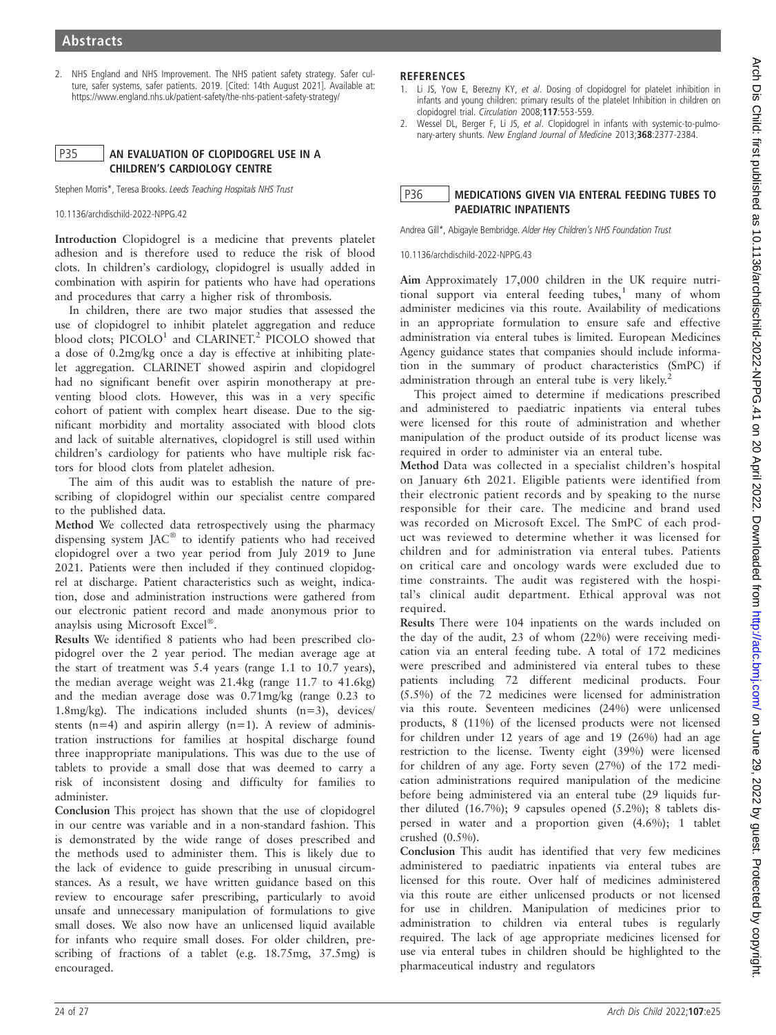2. NHS England and NHS Improvement. The NHS patient safety strategy. Safer culture, safer systems, safer patients. 2019. [Cited: 14th August 2021]. Available at: https://www.england.nhs.uk/patient-safety/the-nhs-patient-safety-strategy/

## P35 AN EVALUATION OF CLOPIDOGREL USE IN A CHILDREN'S CARDIOLOGY CENTRE

Stephen Morris*, Teresa Brooks. *Leeds Teaching Hospitals NHS Trust*

10.1136/archdischild-2022-NPPG.42

**Introduction** Clopidogrel is a medicine that prevents platelet adhesion and is therefore used to reduce the risk of blood clots. In children's cardiology, clopidogrel is usually added in combination with aspirin for patients who have had operations and procedures that carry a higher risk of thrombosis.

In children, there are two major studies that assessed the use of clopidogrel to inhibit platelet aggregation and reduce blood clots; PICOLO[1] and CLARINET.[2] PICOLO showed that a dose of 0.2mg/kg once a day is effective at inhibiting platelet aggregation. CLARINET showed aspirin and clopidogrel had no significant benefit over aspirin monotherapy at preventing blood clots. However, this was in a very specific cohort of patient with complex heart disease. Due to the significant morbidity and mortality associated with blood clots and lack of suitable alternatives, clopidogrel is still used within children's cardiology for patients who have multiple risk factors for blood clots from platelet adhesion.

The aim of this audit was to establish the nature of prescribing of clopidogrel within our specialist centre compared to the published data.

**Method** We collected data retrospectively using the pharmacy dispensing system JAC® to identify patients who had received clopidogrel over a two year period from July 2019 to June 2021. Patients were then included if they continued clopidogrel at discharge. Patient characteristics such as weight, indication, dose and administration instructions were gathered from our electronic patient record and made anonymous prior to anaylsis using Microsoft Excel®.

**Results** We identified 8 patients who had been prescribed clopidogrel over the 2 year period. The median average age at the start of treatment was 5.4 years (range 1.1 to 10.7 years), the median average weight was 21.4kg (range 11.7 to 41.6kg) and the median average dose was 0.71mg/kg (range 0.23 to 1.8mg/kg). The indications included shunts (n=3), devices/stents (n=4) and aspirin allergy (n=1). A review of administration instructions for families at hospital discharge found three inappropriate manipulations. This was due to the use of tablets to provide a small dose that was deemed to carry a risk of inconsistent dosing and difficulty for families to administer.

**Conclusion** This project has shown that the use of clopidogrel in our centre was variable and in a non-standard fashion. This is demonstrated by the wide range of doses prescribed and the methods used to administer them. This is likely due to the lack of evidence to guide prescribing in unusual circumstances. As a result, we have written guidance based on this review to encourage safer prescribing, particularly to avoid unsafe and unnecessary manipulation of formulations to give small doses. We also now have an unlicensed liquid available for infants who require small doses. For older children, prescribing of fractions of a tablet (e.g. 18.75mg, 37.5mg) is encouraged.

### REFERENCES

1. Li JS, Yow E, Berezny KY, *et al*. Dosing of clopidogrel for platelet inhibition in infants and young children: primary results of the platelet Inhibition in children on clopidogrel trial. *Circulation* 2008;**117**:553-559.
2. Wessel DL, Berger F, Li JS, *et al*. Clopidogrel in infants with systemic-to-pulmonary-artery shunts. *New England Journal of Medicine* 2013;**368**:2377-2384.

## P36 MEDICATIONS GIVEN VIA ENTERAL FEEDING TUBES TO PAEDIATRIC INPATIENTS

Andrea Gill*, Abigayle Bembridge. *Alder Hey Children's NHS Foundation Trust*

10.1136/archdischild-2022-NPPG.43

**Aim** Approximately 17,000 children in the UK require nutritional support via enteral feeding tubes,[1] many of whom administer medicines via this route. Availability of medications in an appropriate formulation to ensure safe and effective administration via enteral tubes is limited. European Medicines Agency guidance states that companies should include information in the summary of product characteristics (SmPC) if administration through an enteral tube is very likely.[2]

This project aimed to determine if medications prescribed and administered to paediatric inpatients via enteral tubes were licensed for this route of administration and whether manipulation of the product outside of its product license was required in order to administer via an enteral tube.

**Method** Data was collected in a specialist children's hospital on January 6th 2021. Eligible patients were identified from their electronic patient records and by speaking to the nurse responsible for their care. The medicine and brand used was recorded on Microsoft Excel. The SmPC of each product was reviewed to determine whether it was licensed for children and for administration via enteral tubes. Patients on critical care and oncology wards were excluded due to time constraints. The audit was registered with the hospital's clinical audit department. Ethical approval was not required.

**Results** There were 104 inpatients on the wards included on the day of the audit, 23 of whom (22%) were receiving medication via an enteral feeding tube. A total of 172 medicines were prescribed and administered via enteral tubes to these patients including 72 different medicinal products. Four (5.5%) of the 72 medicines were licensed for administration via this route. Seventeen medicines (24%) were unlicensed products, 8 (11%) of the licensed products were not licensed for children under 12 years of age and 19 (26%) had an age restriction to the license. Twenty eight (39%) were licensed for children of any age. Forty seven (27%) of the 172 medication administrations required manipulation of the medicine before being administered via an enteral tube (29 liquids further diluted (16.7%); 9 capsules opened (5.2%); 8 tablets dispersed in water and a proportion given (4.6%); 1 tablet crushed (0.5%).

**Conclusion** This audit has identified that very few medicines administered to paediatric inpatients via enteral tubes are licensed for this route. Over half of medicines administered via this route are either unlicensed products or not licensed for use in children. Manipulation of medicines prior to administration to children via enteral tubes is regularly required. The lack of age appropriate medicines licensed for use via enteral tubes in children should be highlighted to the pharmaceutical industry and regulators